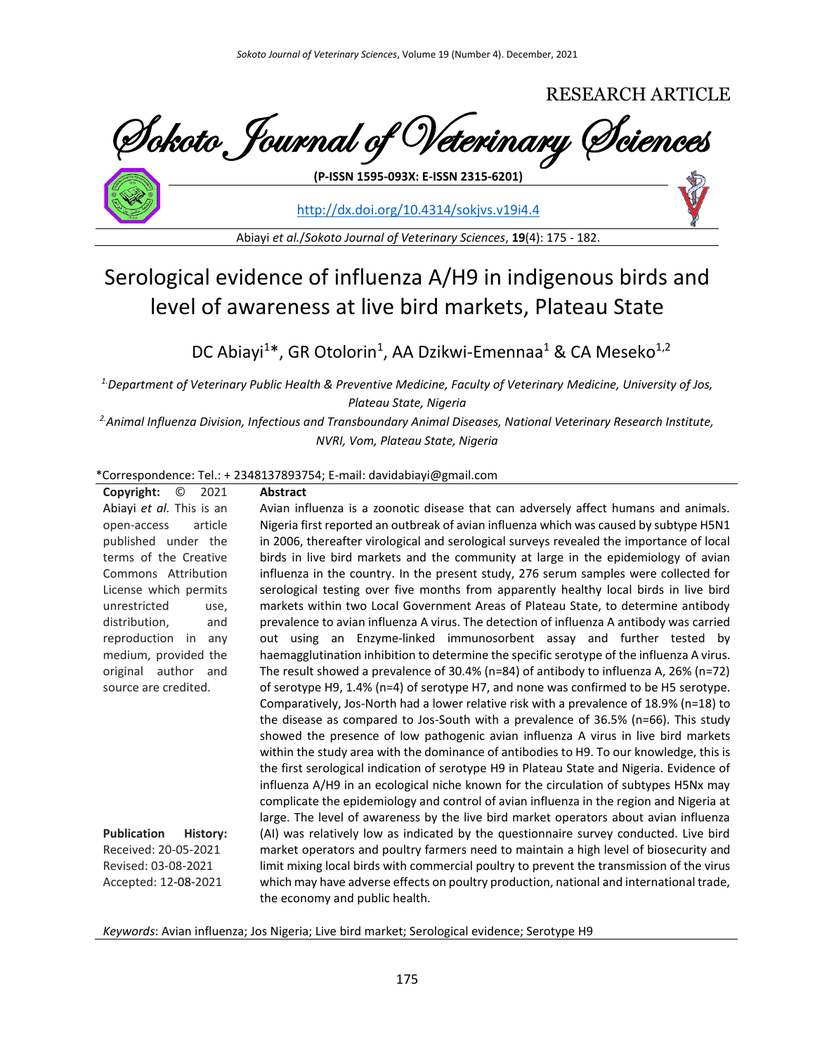RESEARCH ARTICLE

Sokoto Journal of Veterinary Sciences

(P-ISSN 1595-093X: E-ISSN 2315-6201)

http://dx.doi.org/10.4314/sokjvs.v19i4.4

# Serological evidence of influenza A/H9 in indigenous birds and level of awareness at live bird markets, Plateau State

DC Abiayi[1]*, GR Otolorin[1], AA Dzikwi-Emennaa[1] & CA Meseko[1,2]

[1.] *Department of Veterinary Public Health & Preventive Medicine, Faculty of Veterinary Medicine, University of Jos, Plateau State, Nigeria*

[2.] *Animal Influenza Division, Infectious and Transboundary Animal Diseases, National Veterinary Research Institute, NVRI, Vom, Plateau State, Nigeria*

*Correspondence: Tel.: + 2348137893754; E-mail: davidabiayi@gmail.com

**Copyright:** © 2021 Abiayi *et al.* This is an open-access article published under the terms of the Creative Commons Attribution License which permits unrestricted use, distribution, and reproduction in any medium, provided the original author and source are credited.

**Publication History:**
Received: 20-05-2021
Revised: 03-08-2021
Accepted: 12-08-2021

## Abstract

Avian influenza is a zoonotic disease that can adversely affect humans and animals. Nigeria first reported an outbreak of avian influenza which was caused by subtype H5N1 in 2006, thereafter virological and serological surveys revealed the importance of local birds in live bird markets and the community at large in the epidemiology of avian influenza in the country. In the present study, 276 serum samples were collected for serological testing over five months from apparently healthy local birds in live bird markets within two Local Government Areas of Plateau State, to determine antibody prevalence to avian influenza A virus. The detection of influenza A antibody was carried out using an Enzyme-linked immunosorbent assay and further tested by haemagglutination inhibition to determine the specific serotype of the influenza A virus. The result showed a prevalence of 30.4% (n=84) of antibody to influenza A, 26% (n=72) of serotype H9, 1.4% (n=4) of serotype H7, and none was confirmed to be H5 serotype. Comparatively, Jos-North had a lower relative risk with a prevalence of 18.9% (n=18) to the disease as compared to Jos-South with a prevalence of 36.5% (n=66). This study showed the presence of low pathogenic avian influenza A virus in live bird markets within the study area with the dominance of antibodies to H9. To our knowledge, this is the first serological indication of serotype H9 in Plateau State and Nigeria. Evidence of influenza A/H9 in an ecological niche known for the circulation of subtypes H5Nx may complicate the epidemiology and control of avian influenza in the region and Nigeria at large. The level of awareness by the live bird market operators about avian influenza (AI) was relatively low as indicated by the questionnaire survey conducted. Live bird market operators and poultry farmers need to maintain a high level of biosecurity and limit mixing local birds with commercial poultry to prevent the transmission of the virus which may have adverse effects on poultry production, national and international trade, the economy and public health.

*Keywords*: Avian influenza; Jos Nigeria; Live bird market; Serological evidence; Serotype H9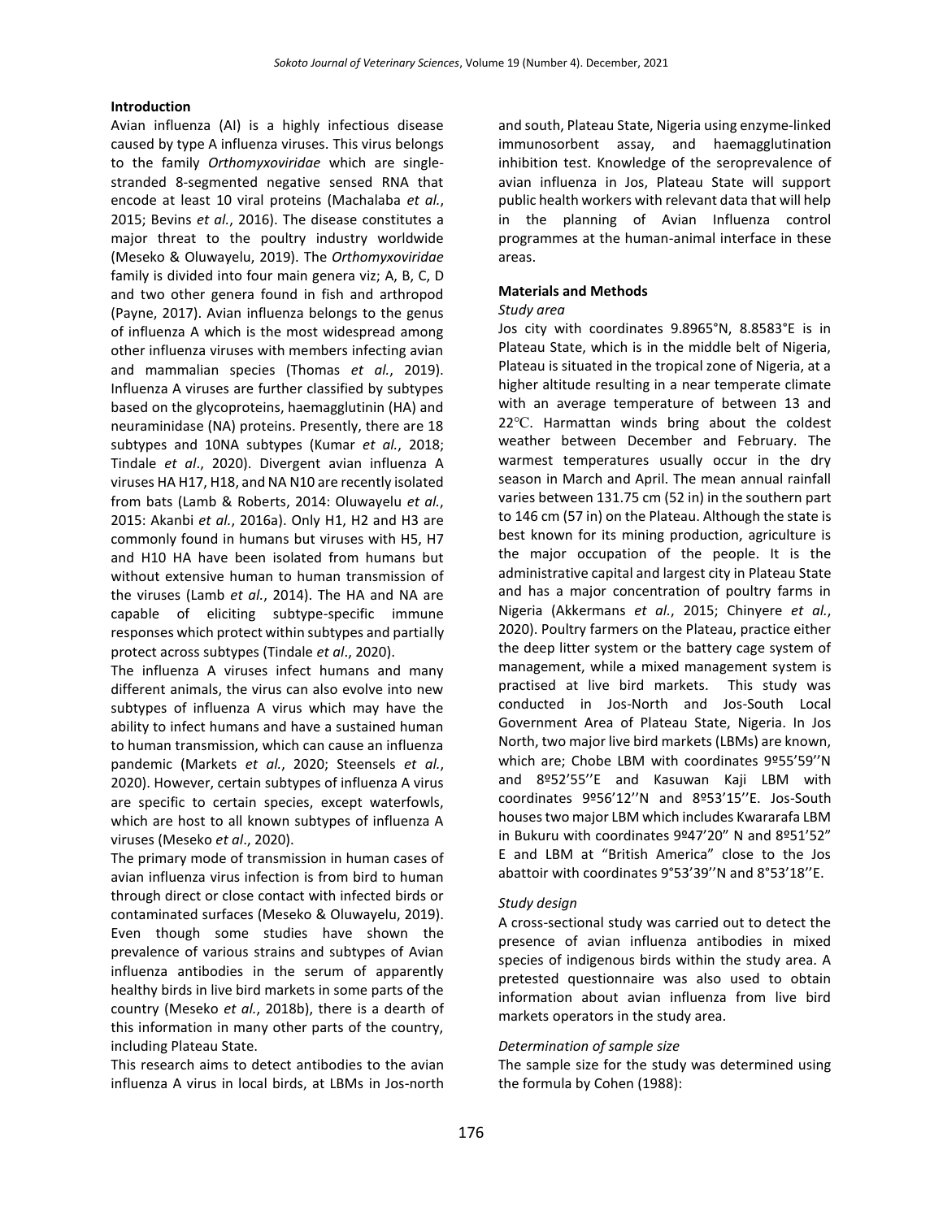## Introduction

Avian influenza (AI) is a highly infectious disease caused by type A influenza viruses. This virus belongs to the family *Orthomyxoviridae* which are single-stranded 8-segmented negative sensed RNA that encode at least 10 viral proteins (Machalaba *et al.*, 2015; Bevins *et al.*, 2016). The disease constitutes a major threat to the poultry industry worldwide (Meseko & Oluwayelu, 2019). The *Orthomyxoviridae* family is divided into four main genera viz; A, B, C, D and two other genera found in fish and arthropod (Payne, 2017). Avian influenza belongs to the genus of influenza A which is the most widespread among other influenza viruses with members infecting avian and mammalian species (Thomas *et al.*, 2019). Influenza A viruses are further classified by subtypes based on the glycoproteins, haemagglutinin (HA) and neuraminidase (NA) proteins. Presently, there are 18 subtypes and 10NA subtypes (Kumar *et al.*, 2018; Tindale *et al*., 2020). Divergent avian influenza A viruses HA H17, H18, and NA N10 are recently isolated from bats (Lamb & Roberts, 2014: Oluwayelu *et al.*, 2015: Akanbi *et al.*, 2016a). Only H1, H2 and H3 are commonly found in humans but viruses with H5, H7 and H10 HA have been isolated from humans but without extensive human to human transmission of the viruses (Lamb *et al.*, 2014). The HA and NA are capable of eliciting subtype-specific immune responses which protect within subtypes and partially protect across subtypes (Tindale *et al*., 2020).

The influenza A viruses infect humans and many different animals, the virus can also evolve into new subtypes of influenza A virus which may have the ability to infect humans and have a sustained human to human transmission, which can cause an influenza pandemic (Markets *et al.*, 2020; Steensels *et al.*, 2020). However, certain subtypes of influenza A virus are specific to certain species, except waterfowls, which are host to all known subtypes of influenza A viruses (Meseko *et al*., 2020).

The primary mode of transmission in human cases of avian influenza virus infection is from bird to human through direct or close contact with infected birds or contaminated surfaces (Meseko & Oluwayelu, 2019). Even though some studies have shown the prevalence of various strains and subtypes of Avian influenza antibodies in the serum of apparently healthy birds in live bird markets in some parts of the country (Meseko *et al.*, 2018b), there is a dearth of this information in many other parts of the country, including Plateau State.

This research aims to detect antibodies to the avian influenza A virus in local birds, at LBMs in Jos-north and south, Plateau State, Nigeria using enzyme-linked immunosorbent assay, and haemagglutination inhibition test. Knowledge of the seroprevalence of avian influenza in Jos, Plateau State will support public health workers with relevant data that will help in the planning of Avian Influenza control programmes at the human-animal interface in these areas.

## Materials and Methods

### *Study area*

Jos city with coordinates 9.8965°N, 8.8583°E is in Plateau State, which is in the middle belt of Nigeria, Plateau is situated in the tropical zone of Nigeria, at a higher altitude resulting in a near temperate climate with an average temperature of between 13 and 22℃. Harmattan winds bring about the coldest weather between December and February. The warmest temperatures usually occur in the dry season in March and April. The mean annual rainfall varies between 131.75 cm (52 in) in the southern part to 146 cm (57 in) on the Plateau. Although the state is best known for its mining production, agriculture is the major occupation of the people. It is the administrative capital and largest city in Plateau State and has a major concentration of poultry farms in Nigeria (Akkermans *et al.*, 2015; Chinyere *et al.*, 2020). Poultry farmers on the Plateau, practice either the deep litter system or the battery cage system of management, while a mixed management system is practised at live bird markets. This study was conducted in Jos-North and Jos-South Local Government Area of Plateau State, Nigeria. In Jos North, two major live bird markets (LBMs) are known, which are; Chobe LBM with coordinates 9º55'59''N and 8º52'55''E and Kasuwan Kaji LBM with coordinates 9º56'12''N and 8º53'15''E. Jos-South houses two major LBM which includes Kwararafa LBM in Bukuru with coordinates 9º47'20" N and 8º51'52" E and LBM at "British America" close to the Jos abattoir with coordinates 9°53'39''N and 8°53'18''E.

### *Study design*

A cross-sectional study was carried out to detect the presence of avian influenza antibodies in mixed species of indigenous birds within the study area. A pretested questionnaire was also used to obtain information about avian influenza from live bird markets operators in the study area.

### *Determination of sample size*

The sample size for the study was determined using the formula by Cohen (1988):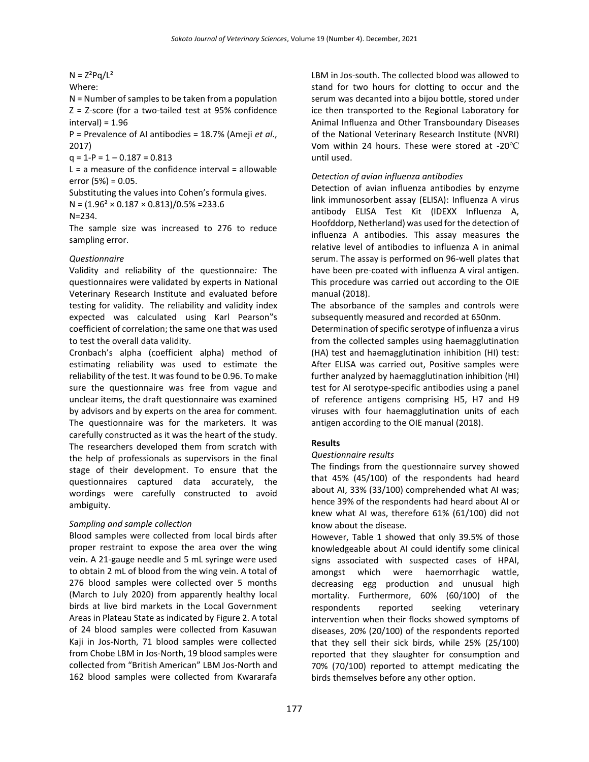$N = Z^2Pq/L^2$

Where:

N = Number of samples to be taken from a population

Z = Z-score (for a two-tailed test at 95% confidence interval) = 1.96

P = Prevalence of AI antibodies = 18.7% (Ameji *et al*., 2017)

q = 1-P = 1 – 0.187 = 0.813

L = a measure of the confidence interval = allowable error (5%) = 0.05.

Substituting the values into Cohen's formula gives.

$N = (1.96^2 \times 0.187 \times 0.813)/0.5\% = 233.6$

N=234.

The sample size was increased to 276 to reduce sampling error.

*Questionnaire*

Validity and reliability of the questionnaire*:* The questionnaires were validated by experts in National Veterinary Research Institute and evaluated before testing for validity. The reliability and validity index expected was calculated using Karl Pearson‟s coefficient of correlation; the same one that was used to test the overall data validity.

Cronbach's alpha (coefficient alpha) method of estimating reliability was used to estimate the reliability of the test. It was found to be 0.96. To make sure the questionnaire was free from vague and unclear items, the draft questionnaire was examined by advisors and by experts on the area for comment. The questionnaire was for the marketers. It was carefully constructed as it was the heart of the study. The researchers developed them from scratch with the help of professionals as supervisors in the final stage of their development. To ensure that the questionnaires captured data accurately, the wordings were carefully constructed to avoid ambiguity.

*Sampling and sample collection*

Blood samples were collected from local birds after proper restraint to expose the area over the wing vein. A 21-gauge needle and 5 mL syringe were used to obtain 2 mL of blood from the wing vein. A total of 276 blood samples were collected over 5 months (March to July 2020) from apparently healthy local birds at live bird markets in the Local Government Areas in Plateau State as indicated by Figure 2. A total of 24 blood samples were collected from Kasuwan Kaji in Jos-North, 71 blood samples were collected from Chobe LBM in Jos-North, 19 blood samples were collected from "British American" LBM Jos-North and 162 blood samples were collected from Kwararafa LBM in Jos-south. The collected blood was allowed to stand for two hours for clotting to occur and the serum was decanted into a bijou bottle, stored under ice then transported to the Regional Laboratory for Animal Influenza and Other Transboundary Diseases of the National Veterinary Research Institute (NVRI) Vom within 24 hours. These were stored at -20℃ until used.

*Detection of avian influenza antibodies*

Detection of avian influenza antibodies by enzyme link immunosorbent assay (ELISA): Influenza A virus antibody ELISA Test Kit (IDEXX Influenza A, Hoofddorp, Netherland) was used for the detection of influenza A antibodies. This assay measures the relative level of antibodies to influenza A in animal serum. The assay is performed on 96-well plates that have been pre-coated with influenza A viral antigen. This procedure was carried out according to the OIE manual (2018).

The absorbance of the samples and controls were subsequently measured and recorded at 650nm.

Determination of specific serotype of influenza a virus from the collected samples using haemagglutination (HA) test and haemagglutination inhibition (HI) test: After ELISA was carried out, Positive samples were further analyzed by haemagglutination inhibition (HI) test for AI serotype-specific antibodies using a panel of reference antigens comprising H5, H7 and H9 viruses with four haemagglutination units of each antigen according to the OIE manual (2018).

**Results**

*Questionnaire results*

The findings from the questionnaire survey showed that 45% (45/100) of the respondents had heard about AI, 33% (33/100) comprehended what AI was; hence 39% of the respondents had heard about AI or knew what AI was, therefore 61% (61/100) did not know about the disease.

However, Table 1 showed that only 39.5% of those knowledgeable about AI could identify some clinical signs associated with suspected cases of HPAI, amongst which were haemorrhagic wattle, decreasing egg production and unusual high mortality. Furthermore, 60% (60/100) of the respondents reported seeking veterinary intervention when their flocks showed symptoms of diseases, 20% (20/100) of the respondents reported that they sell their sick birds, while 25% (25/100) reported that they slaughter for consumption and 70% (70/100) reported to attempt medicating the birds themselves before any other option.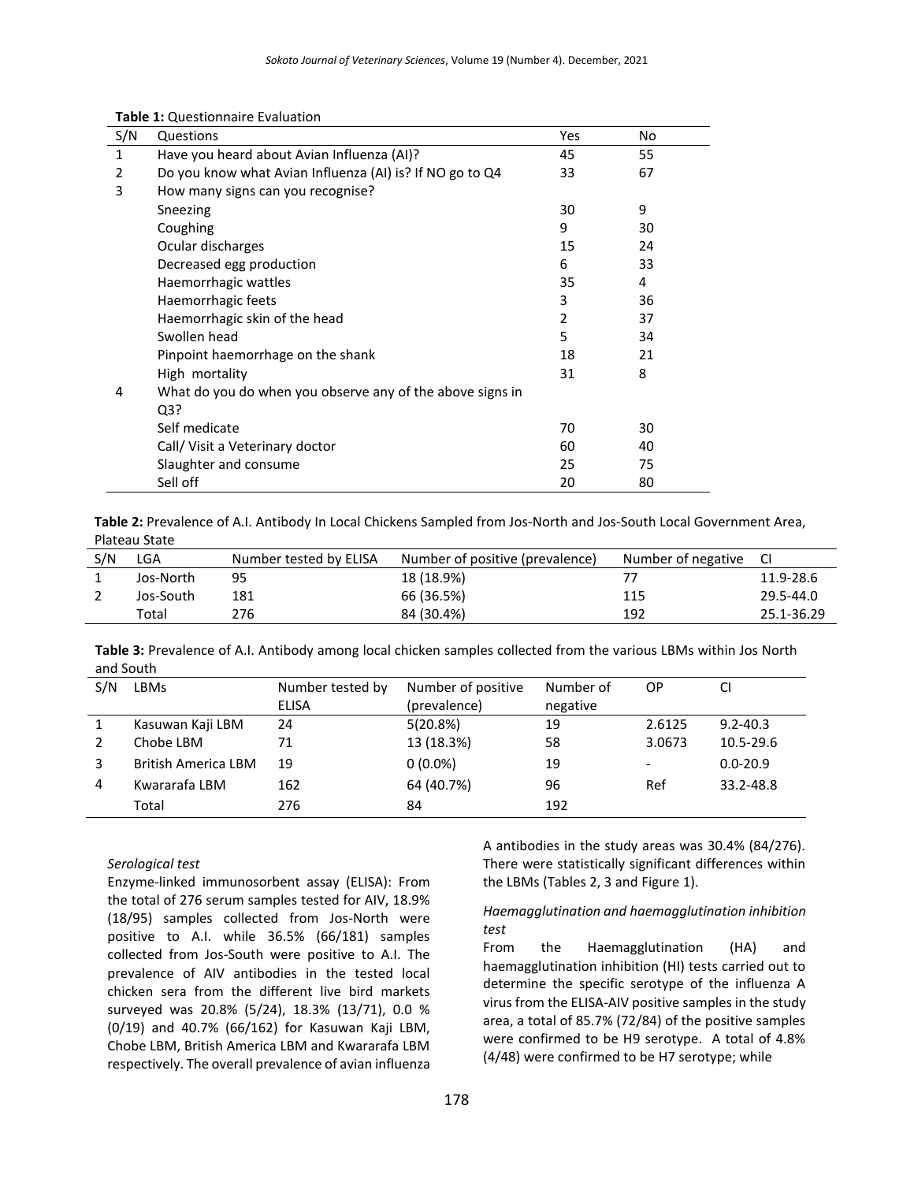**Table 1:** Questionnaire Evaluation

| S/N | Questions | Yes | No |
|---|---|---|---|
| 1 | Have you heard about Avian Influenza (AI)? | 45 | 55 |
| 2 | Do you know what Avian Influenza (AI) is? If NO go to Q4 | 33 | 67 |
| 3 | How many signs can you recognise? | | |
| | Sneezing | 30 | 9 |
| | Coughing | 9 | 30 |
| | Ocular discharges | 15 | 24 |
| | Decreased egg production | 6 | 33 |
| | Haemorrhagic wattles | 35 | 4 |
| | Haemorrhagic feets | 3 | 36 |
| | Haemorrhagic skin of the head | 2 | 37 |
| | Swollen head | 5 | 34 |
| | Pinpoint haemorrhage on the shank | 18 | 21 |
| | High mortality | 31 | 8 |
| 4 | What do you do when you observe any of the above signs in Q3? | | |
| | Self medicate | 70 | 30 |
| | Call/ Visit a Veterinary doctor | 60 | 40 |
| | Slaughter and consume | 25 | 75 |
| | Sell off | 20 | 80 |

**Table 2:** Prevalence of A.I. Antibody In Local Chickens Sampled from Jos-North and Jos-South Local Government Area, Plateau State

| S/N | LGA | Number tested by ELISA | Number of positive (prevalence) | Number of negative | CI |
|---|---|---|---|---|---|
| 1 | Jos-North | 95 | 18 (18.9%) | 77 | 11.9-28.6 |
| 2 | Jos-South | 181 | 66 (36.5%) | 115 | 29.5-44.0 |
| | Total | 276 | 84 (30.4%) | 192 | 25.1-36.29 |

**Table 3:** Prevalence of A.I. Antibody among local chicken samples collected from the various LBMs within Jos North and South

| S/N | LBMs | Number tested by ELISA | Number of positive (prevalence) | Number of negative | OP | CI |
|---|---|---|---|---|---|---|
| 1 | Kasuwan Kaji LBM | 24 | 5(20.8%) | 19 | 2.6125 | 9.2-40.3 |
| 2 | Chobe LBM | 71 | 13 (18.3%) | 58 | 3.0673 | 10.5-29.6 |
| 3 | British America LBM | 19 | 0 (0.0%) | 19 | - | 0.0-20.9 |
| 4 | Kwararafa LBM | 162 | 64 (40.7%) | 96 | Ref | 33.2-48.8 |
| | Total | 276 | 84 | 192 | | |

*Serological test*

Enzyme-linked immunosorbent assay (ELISA): From the total of 276 serum samples tested for AIV, 18.9% (18/95) samples collected from Jos-North were positive to A.I. while 36.5% (66/181) samples collected from Jos-South were positive to A.I. The prevalence of AIV antibodies in the tested local chicken sera from the different live bird markets surveyed was 20.8% (5/24), 18.3% (13/71), 0.0 % (0/19) and 40.7% (66/162) for Kasuwan Kaji LBM, Chobe LBM, British America LBM and Kwararafa LBM respectively. The overall prevalence of avian influenza A antibodies in the study areas was 30.4% (84/276). There were statistically significant differences within the LBMs (Tables 2, 3 and Figure 1).

*Haemagglutination and haemagglutination inhibition test*

From the Haemagglutination (HA) and haemagglutination inhibition (HI) tests carried out to determine the specific serotype of the influenza A virus from the ELISA-AIV positive samples in the study area, a total of 85.7% (72/84) of the positive samples were confirmed to be H9 serotype. A total of 4.8% (4/48) were confirmed to be H7 serotype; while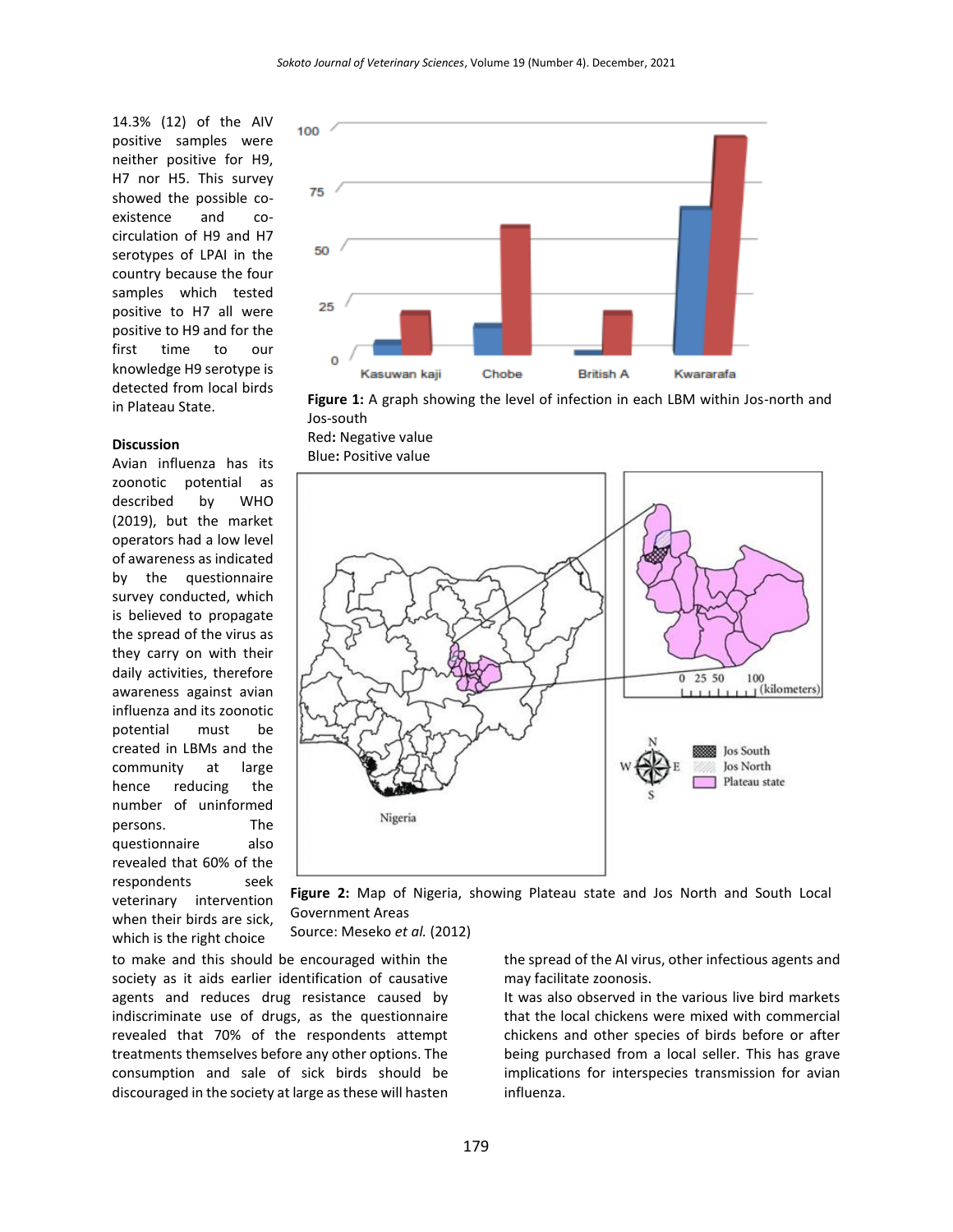14.3% (12) of the AIV positive samples were neither positive for H9, H7 nor H5. This survey showed the possible co-existence and co-circulation of H9 and H7 serotypes of LPAI in the country because the four samples which tested positive to H7 all were positive to H9 and for the first time to our knowledge H9 serotype is detected from local birds in Plateau State.

**Figure 1:** A graph showing the level of infection in each LBM within Jos-north and Jos-south
Red**:** Negative value
Blue**:** Positive value

**Figure 2:** Map of Nigeria, showing Plateau state and Jos North and South Local Government Areas
Source: Meseko *et al.* (2012)

## Discussion

Avian influenza has its zoonotic potential as described by WHO (2019), but the market operators had a low level of awareness as indicated by the questionnaire survey conducted, which is believed to propagate the spread of the virus as they carry on with their daily activities, therefore awareness against avian influenza and its zoonotic potential must be created in LBMs and the community at large hence reducing the number of uninformed persons. The questionnaire also revealed that 60% of the respondents seek veterinary intervention when their birds are sick, which is the right choice to make and this should be encouraged within the society as it aids earlier identification of causative agents and reduces drug resistance caused by indiscriminate use of drugs, as the questionnaire revealed that 70% of the respondents attempt treatments themselves before any other options. The consumption and sale of sick birds should be discouraged in the society at large as these will hasten the spread of the AI virus, other infectious agents and may facilitate zoonosis.

It was also observed in the various live bird markets that the local chickens were mixed with commercial chickens and other species of birds before or after being purchased from a local seller. This has grave implications for interspecies transmission for avian influenza.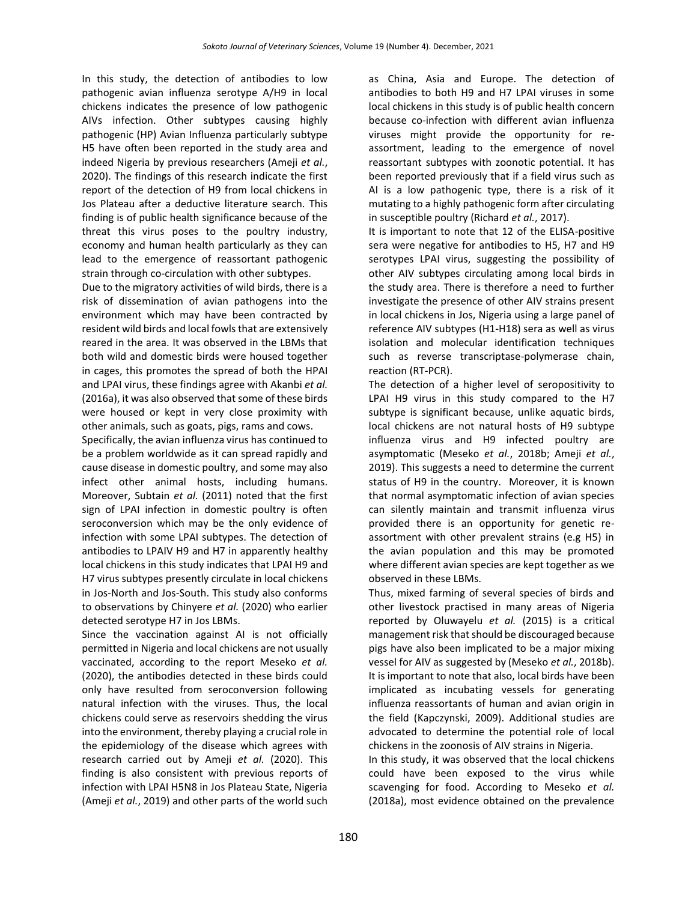In this study, the detection of antibodies to low pathogenic avian influenza serotype A/H9 in local chickens indicates the presence of low pathogenic AIVs infection. Other subtypes causing highly pathogenic (HP) Avian Influenza particularly subtype H5 have often been reported in the study area and indeed Nigeria by previous researchers (Ameji *et al.*, 2020). The findings of this research indicate the first report of the detection of H9 from local chickens in Jos Plateau after a deductive literature search. This finding is of public health significance because of the threat this virus poses to the poultry industry, economy and human health particularly as they can lead to the emergence of reassortant pathogenic strain through co-circulation with other subtypes.

Due to the migratory activities of wild birds, there is a risk of dissemination of avian pathogens into the environment which may have been contracted by resident wild birds and local fowls that are extensively reared in the area. It was observed in the LBMs that both wild and domestic birds were housed together in cages, this promotes the spread of both the HPAI and LPAI virus, these findings agree with Akanbi *et al.* (2016a), it was also observed that some of these birds were housed or kept in very close proximity with other animals, such as goats, pigs, rams and cows.

Specifically, the avian influenza virus has continued to be a problem worldwide as it can spread rapidly and cause disease in domestic poultry, and some may also infect other animal hosts, including humans. Moreover, Subtain *et al.* (2011) noted that the first sign of LPAI infection in domestic poultry is often seroconversion which may be the only evidence of infection with some LPAI subtypes. The detection of antibodies to LPAIV H9 and H7 in apparently healthy local chickens in this study indicates that LPAI H9 and H7 virus subtypes presently circulate in local chickens in Jos-North and Jos-South. This study also conforms to observations by Chinyere *et al.* (2020) who earlier detected serotype H7 in Jos LBMs.

Since the vaccination against AI is not officially permitted in Nigeria and local chickens are not usually vaccinated, according to the report Meseko *et al.* (2020), the antibodies detected in these birds could only have resulted from seroconversion following natural infection with the viruses. Thus, the local chickens could serve as reservoirs shedding the virus into the environment, thereby playing a crucial role in the epidemiology of the disease which agrees with research carried out by Ameji *et al.* (2020). This finding is also consistent with previous reports of infection with LPAI H5N8 in Jos Plateau State, Nigeria (Ameji *et al.*, 2019) and other parts of the world such as China, Asia and Europe. The detection of antibodies to both H9 and H7 LPAI viruses in some local chickens in this study is of public health concern because co-infection with different avian influenza viruses might provide the opportunity for re-assortment, leading to the emergence of novel reassortant subtypes with zoonotic potential. It has been reported previously that if a field virus such as AI is a low pathogenic type, there is a risk of it mutating to a highly pathogenic form after circulating in susceptible poultry (Richard *et al.*, 2017).

It is important to note that 12 of the ELISA-positive sera were negative for antibodies to H5, H7 and H9 serotypes LPAI virus, suggesting the possibility of other AIV subtypes circulating among local birds in the study area. There is therefore a need to further investigate the presence of other AIV strains present in local chickens in Jos, Nigeria using a large panel of reference AIV subtypes (H1-H18) sera as well as virus isolation and molecular identification techniques such as reverse transcriptase-polymerase chain, reaction (RT-PCR).

The detection of a higher level of seropositivity to LPAI H9 virus in this study compared to the H7 subtype is significant because, unlike aquatic birds, local chickens are not natural hosts of H9 subtype influenza virus and H9 infected poultry are asymptomatic (Meseko *et al.*, 2018b; Ameji *et al.*, 2019). This suggests a need to determine the current status of H9 in the country. Moreover, it is known that normal asymptomatic infection of avian species can silently maintain and transmit influenza virus provided there is an opportunity for genetic re-assortment with other prevalent strains (e.g H5) in the avian population and this may be promoted where different avian species are kept together as we observed in these LBMs.

Thus, mixed farming of several species of birds and other livestock practised in many areas of Nigeria reported by Oluwayelu *et al.* (2015) is a critical management risk that should be discouraged because pigs have also been implicated to be a major mixing vessel for AIV as suggested by (Meseko *et al.*, 2018b). It is important to note that also, local birds have been implicated as incubating vessels for generating influenza reassortants of human and avian origin in the field (Kapczynski, 2009). Additional studies are advocated to determine the potential role of local chickens in the zoonosis of AIV strains in Nigeria.

In this study, it was observed that the local chickens could have been exposed to the virus while scavenging for food. According to Meseko *et al.* (2018a), most evidence obtained on the prevalence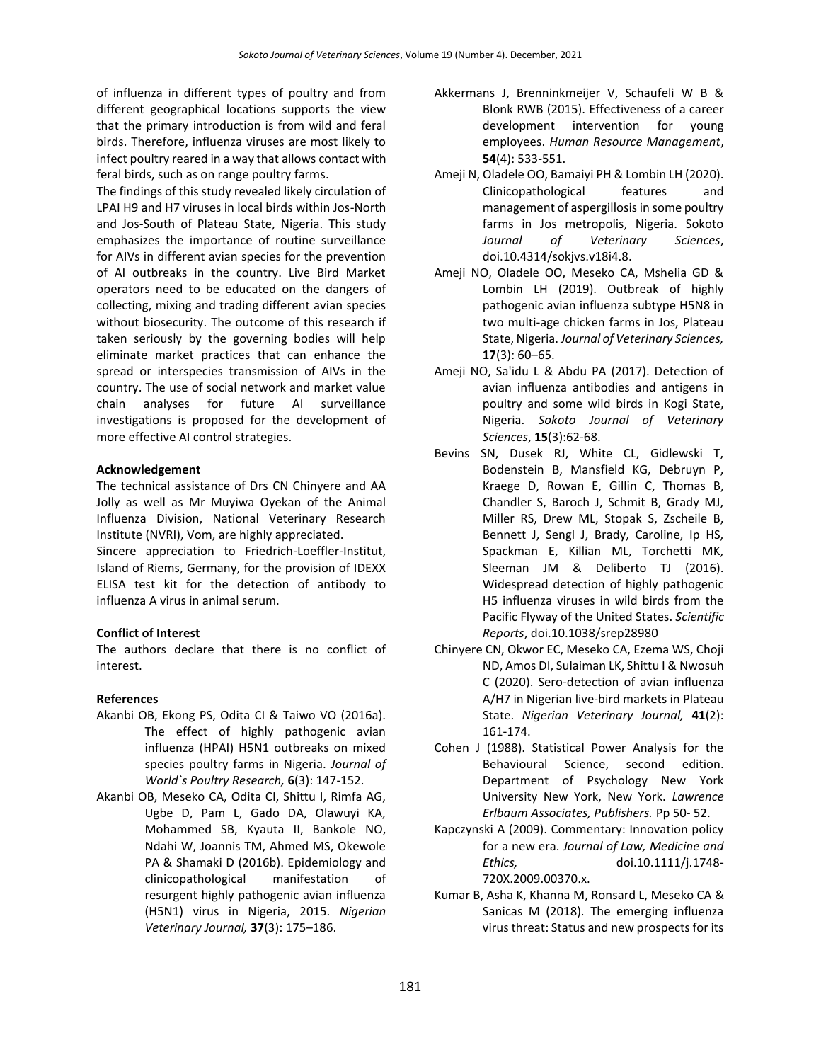of influenza in different types of poultry and from different geographical locations supports the view that the primary introduction is from wild and feral birds. Therefore, influenza viruses are most likely to infect poultry reared in a way that allows contact with feral birds, such as on range poultry farms.

The findings of this study revealed likely circulation of LPAI H9 and H7 viruses in local birds within Jos-North and Jos-South of Plateau State, Nigeria. This study emphasizes the importance of routine surveillance for AIVs in different avian species for the prevention of AI outbreaks in the country. Live Bird Market operators need to be educated on the dangers of collecting, mixing and trading different avian species without biosecurity. The outcome of this research if taken seriously by the governing bodies will help eliminate market practices that can enhance the spread or interspecies transmission of AIVs in the country. The use of social network and market value chain analyses for future AI surveillance investigations is proposed for the development of more effective AI control strategies.

**Acknowledgement**

The technical assistance of Drs CN Chinyere and AA Jolly as well as Mr Muyiwa Oyekan of the Animal Influenza Division, National Veterinary Research Institute (NVRI), Vom, are highly appreciated.

Sincere appreciation to Friedrich-Loeffler-Institut, Island of Riems, Germany, for the provision of IDEXX ELISA test kit for the detection of antibody to influenza A virus in animal serum.

**Conflict of Interest**

The authors declare that there is no conflict of interest.

**References**

Akanbi OB, Ekong PS, Odita CI & Taiwo VO (2016a). The effect of highly pathogenic avian influenza (HPAI) H5N1 outbreaks on mixed species poultry farms in Nigeria. *Journal of World`s Poultry Research,* **6**(3): 147-152.

Akanbi OB, Meseko CA, Odita CI, Shittu I, Rimfa AG, Ugbe D, Pam L, Gado DA, Olawuyi KA, Mohammed SB, Kyauta II, Bankole NO, Ndahi W, Joannis TM, Ahmed MS, Okewole PA & Shamaki D (2016b). Epidemiology and clinicopathological manifestation of resurgent highly pathogenic avian influenza (H5N1) virus in Nigeria, 2015. *Nigerian Veterinary Journal,* **37**(3): 175–186.

Akkermans J, Brenninkmeijer V, Schaufeli W B & Blonk RWB (2015). Effectiveness of a career development intervention for young employees. *Human Resource Management*, **54**(4): 533-551.

Ameji N, Oladele OO, Bamaiyi PH & Lombin LH (2020). Clinicopathological features and management of aspergillosis in some poultry farms in Jos metropolis, Nigeria. Sokoto *Journal of Veterinary Sciences*, doi.10.4314/sokjvs.v18i4.8.

Ameji NO, Oladele OO, Meseko CA, Mshelia GD & Lombin LH (2019). Outbreak of highly pathogenic avian influenza subtype H5N8 in two multi-age chicken farms in Jos, Plateau State, Nigeria. *Journal of Veterinary Sciences,* **17**(3): 60–65.

Ameji NO, Sa'idu L & Abdu PA (2017). Detection of avian influenza antibodies and antigens in poultry and some wild birds in Kogi State, Nigeria. *Sokoto Journal of Veterinary Sciences*, **15**(3):62-68.

Bevins SN, Dusek RJ, White CL, Gidlewski T, Bodenstein B, Mansfield KG, Debruyn P, Kraege D, Rowan E, Gillin C, Thomas B, Chandler S, Baroch J, Schmit B, Grady MJ, Miller RS, Drew ML, Stopak S, Zscheile B, Bennett J, Sengl J, Brady, Caroline, Ip HS, Spackman E, Killian ML, Torchetti MK, Sleeman JM & Deliberto TJ (2016). Widespread detection of highly pathogenic H5 influenza viruses in wild birds from the Pacific Flyway of the United States. *Scientific Reports*, doi.10.1038/srep28980

Chinyere CN, Okwor EC, Meseko CA, Ezema WS, Choji ND, Amos DI, Sulaiman LK, Shittu I & Nwosuh C (2020). Sero-detection of avian influenza A/H7 in Nigerian live-bird markets in Plateau State. *Nigerian Veterinary Journal,* **41**(2): 161-174.

Cohen J (1988). Statistical Power Analysis for the Behavioural Science, second edition. Department of Psychology New York University New York, New York. *Lawrence Erlbaum Associates, Publishers.* Pp 50- 52.

Kapczynski A (2009). Commentary: Innovation policy for a new era. *Journal of Law, Medicine and Ethics,* doi.10.1111/j.1748-720X.2009.00370.x.

Kumar B, Asha K, Khanna M, Ronsard L, Meseko CA & Sanicas M (2018). The emerging influenza virus threat: Status and new prospects for its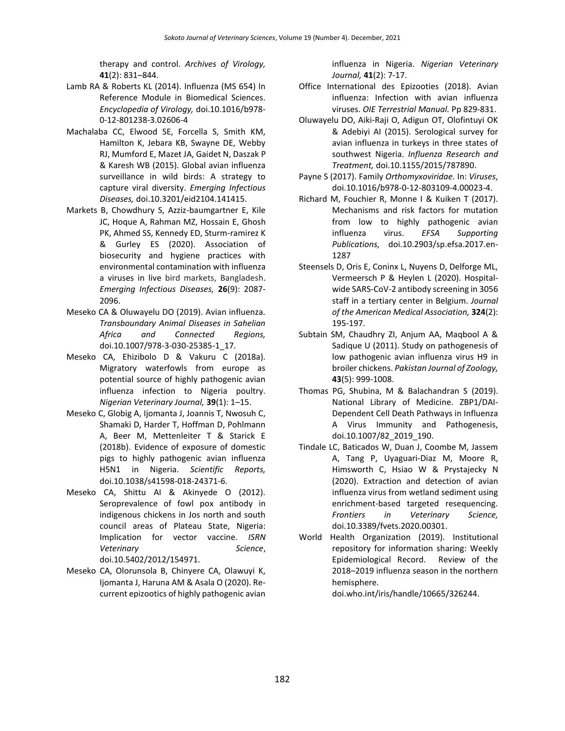therapy and control. *Archives of Virology,* **41**(2): 831–844.

Lamb RA & Roberts KL (2014). Influenza (MS 654) In Reference Module in Biomedical Sciences. *Encyclopedia of Virology,* doi.10.1016/b978-0-12-801238-3.02606-4

Machalaba CC, Elwood SE, Forcella S, Smith KM, Hamilton K, Jebara KB, Swayne DE, Webby RJ, Mumford E, Mazet JA, Gaidet N, Daszak P & Karesh WB (2015). Global avian influenza surveillance in wild birds: A strategy to capture viral diversity. *Emerging Infectious Diseases,* doi.10.3201/eid2104.141415.

Markets B, Chowdhury S, Azziz-baumgartner E, Kile JC, Hoque A, Rahman MZ, Hossain E, Ghosh PK, Ahmed SS, Kennedy ED, Sturm-ramirez K & Gurley ES (2020). Association of biosecurity and hygiene practices with environmental contamination with influenza a viruses in live bird markets, Bangladesh. *Emerging Infectious Diseases,* **26**(9): 2087-2096.

Meseko CA & Oluwayelu DO (2019). Avian influenza. *Transboundary Animal Diseases in Sahelian Africa and Connected Regions,* doi.10.1007/978-3-030-25385-1_17.

Meseko CA, Ehizibolo D & Vakuru C (2018a). Migratory waterfowls from europe as potential source of highly pathogenic avian influenza infection to Nigeria poultry. *Nigerian Veterinary Journal,* **39**(1): 1–15.

Meseko C, Globig A, Ijomanta J, Joannis T, Nwosuh C, Shamaki D, Harder T, Hoffman D, Pohlmann A, Beer M, Mettenleiter T & Starick E (2018b). Evidence of exposure of domestic pigs to highly pathogenic avian influenza H5N1 in Nigeria. *Scientific Reports,* doi.10.1038/s41598-018-24371-6.

Meseko CA, Shittu AI & Akinyede O (2012). Seroprevalence of fowl pox antibody in indigenous chickens in Jos north and south council areas of Plateau State, Nigeria: Implication for vector vaccine. *ISRN Veterinary Science*, doi.10.5402/2012/154971.

Meseko CA, Olorunsola B, Chinyere CA, Olawuyi K, Ijomanta J, Haruna AM & Asala O (2020). Re-current epizootics of highly pathogenic avian influenza in Nigeria. *Nigerian Veterinary Journal,* **41**(2): 7-17.

Office International des Epizooties (2018). Avian influenza: Infection with avian influenza viruses. *OIE Terrestrial Manual.* Pp 829-831.

Oluwayelu DO, Aiki-Raji O, Adigun OT, Olofintuyi OK & Adebiyi AI (2015). Serological survey for avian influenza in turkeys in three states of southwest Nigeria. *Influenza Research and Treatment,* doi.10.1155/2015/787890.

Payne S (2017). Family *Orthomyxoviridae.* In: *Viruses*, doi.10.1016/b978-0-12-803109-4.00023-4.

Richard M, Fouchier R, Monne I & Kuiken T (2017). Mechanisms and risk factors for mutation from low to highly pathogenic avian influenza virus. *EFSA Supporting Publications,* doi.10.2903/sp.efsa.2017.en-1287

Steensels D, Oris E, Coninx L, Nuyens D, Delforge ML, Vermeersch P & Heylen L (2020). Hospital-wide SARS-CoV-2 antibody screening in 3056 staff in a tertiary center in Belgium. *Journal of the American Medical Association,* **324**(2): 195-197.

Subtain SM, Chaudhry ZI, Anjum AA, Maqbool A & Sadique U (2011). Study on pathogenesis of low pathogenic avian influenza virus H9 in broiler chickens. *Pakistan Journal of Zoology,* **43**(5): 999-1008.

Thomas PG, Shubina, M & Balachandran S (2019). National Library of Medicine. ZBP1/DAI-Dependent Cell Death Pathways in Influenza A Virus Immunity and Pathogenesis, doi.10.1007/82_2019_190.

Tindale LC, Baticados W, Duan J, Coombe M, Jassem A, Tang P, Uyaguari-Diaz M, Moore R, Himsworth C, Hsiao W & Prystajecky N (2020). Extraction and detection of avian influenza virus from wetland sediment using enrichment-based targeted resequencing. *Frontiers in Veterinary Science,* doi.10.3389/fvets.2020.00301.

World Health Organization (2019). Institutional repository for information sharing: Weekly Epidemiological Record. Review of the 2018–2019 influenza season in the northern hemisphere. doi.who.int/iris/handle/10665/326244.